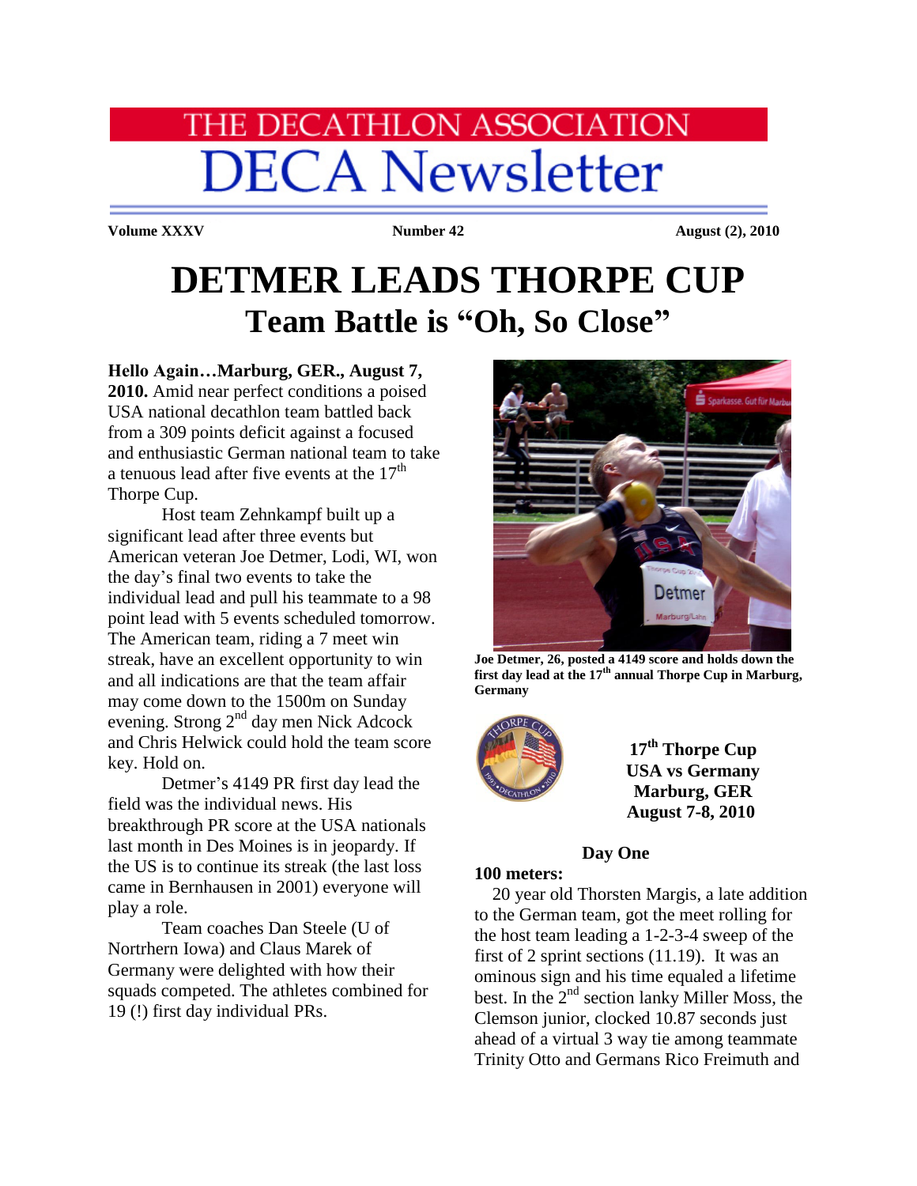# THE DECATHLON ASSOCIATION
# DECA Newsletter

**Volume XXXV** **Number 42** **August (2), 2010**

# DETMER LEADS THORPE CUP
## Team Battle is "Oh, So Close"

**Hello Again…Marburg, GER., August 7, 2010.** Amid near perfect conditions a poised USA national decathlon team battled back from a 309 points deficit against a focused and enthusiastic German national team to take a tenuous lead after five events at the 17th Thorpe Cup.

Host team Zehnkampf built up a significant lead after three events but American veteran Joe Detmer, Lodi, WI, won the day's final two events to take the individual lead and pull his teammate to a 98 point lead with 5 events scheduled tomorrow. The American team, riding a 7 meet win streak, have an excellent opportunity to win and all indications are that the team affair may come down to the 1500m on Sunday evening. Strong 2nd day men Nick Adcock and Chris Helwick could hold the team score key. Hold on.

Detmer's 4149 PR first day lead the field was the individual news. His breakthrough PR score at the USA nationals last month in Des Moines is in jeopardy. If the US is to continue its streak (the last loss came in Bernhausen in 2001) everyone will play a role.

Team coaches Dan Steele (U of Nortrhern Iowa) and Claus Marek of Germany were delighted with how their squads competed. The athletes combined for 19 (!) first day individual PRs.

**Joe Detmer, 26, posted a 4149 score and holds down the first day lead at the 17th annual Thorpe Cup in Marburg, Germany**

**17th Thorpe Cup**
**USA vs Germany**
**Marburg, GER**
**August 7-8, 2010**

**Day One**

**100 meters:**

20 year old Thorsten Margis, a late addition to the German team, got the meet rolling for the host team leading a 1-2-3-4 sweep of the first of 2 sprint sections (11.19). It was an ominous sign and his time equaled a lifetime best. In the 2nd section lanky Miller Moss, the Clemson junior, clocked 10.87 seconds just ahead of a virtual 3 way tie among teammate Trinity Otto and Germans Rico Freimuth and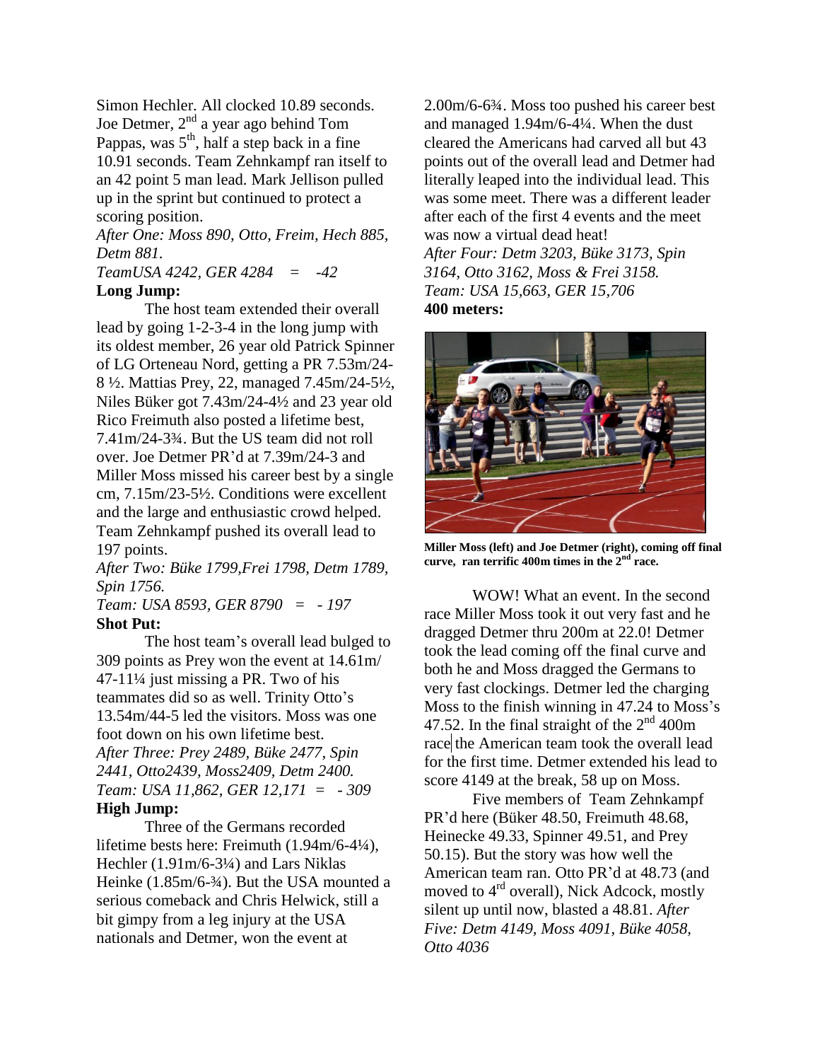Simon Hechler. All clocked 10.89 seconds. Joe Detmer, 2nd a year ago behind Tom Pappas, was 5th, half a step back in a fine 10.91 seconds. Team Zehnkampf ran itself to an 42 point 5 man lead. Mark Jellison pulled up in the sprint but continued to protect a scoring position.

*After One: Moss 890, Otto, Freim, Hech 885, Detm 881.*

*TeamUSA 4242, GER 4284 = -42*

**Long Jump:**

The host team extended their overall lead by going 1-2-3-4 in the long jump with its oldest member, 26 year old Patrick Spinner of LG Orteneau Nord, getting a PR 7.53m/24-8 ½. Mattias Prey, 22, managed 7.45m/24-5½, Niles Büker got 7.43m/24-4½ and 23 year old Rico Freimuth also posted a lifetime best, 7.41m/24-3¾. But the US team did not roll over. Joe Detmer PR'd at 7.39m/24-3 and Miller Moss missed his career best by a single cm, 7.15m/23-5½. Conditions were excellent and the large and enthusiastic crowd helped. Team Zehnkampf pushed its overall lead to 197 points.

*After Two: Büke 1799,Frei 1798, Detm 1789, Spin 1756.*

*Team: USA 8593, GER 8790 = - 197*

**Shot Put:**

The host team's overall lead bulged to 309 points as Prey won the event at 14.61m/ 47-11¼ just missing a PR. Two of his teammates did so as well. Trinity Otto's 13.54m/44-5 led the visitors. Moss was one foot down on his own lifetime best.

*After Three: Prey 2489, Büke 2477, Spin 2441, Otto2439, Moss2409, Detm 2400.*

*Team: USA 11,862, GER 12,171 = - 309*

**High Jump:**

Three of the Germans recorded lifetime bests here: Freimuth (1.94m/6-4¼), Hechler (1.91m/6-3¼) and Lars Niklas Heinke (1.85m/6-¾). But the USA mounted a serious comeback and Chris Helwick, still a bit gimpy from a leg injury at the USA nationals and Detmer, won the event at 2.00m/6-6¾. Moss too pushed his career best and managed 1.94m/6-4¼. When the dust cleared the Americans had carved all but 43 points out of the overall lead and Detmer had literally leaped into the individual lead. This was some meet. There was a different leader after each of the first 4 events and the meet was now a virtual dead heat!

*After Four: Detm 3203, Büke 3173, Spin 3164, Otto 3162, Moss & Frei 3158.*

*Team: USA 15,663, GER 15,706*

**400 meters:**

**Miller Moss (left) and Joe Detmer (right), coming off final curve, ran terrific 400m times in the 2nd race.**

WOW! What an event. In the second race Miller Moss took it out very fast and he dragged Detmer thru 200m at 22.0! Detmer took the lead coming off the final curve and both he and Moss dragged the Germans to very fast clockings. Detmer led the charging Moss to the finish winning in 47.24 to Moss's 47.52. In the final straight of the 2nd 400m race the American team took the overall lead for the first time. Detmer extended his lead to score 4149 at the break, 58 up on Moss.

Five members of Team Zehnkampf PR'd here (Büker 48.50, Freimuth 48.68, Heinecke 49.33, Spinner 49.51, and Prey 50.15). But the story was how well the American team ran. Otto PR'd at 48.73 (and moved to 4th overall), Nick Adcock, mostly silent up until now, blasted a 48.81. *After Five: Detm 4149, Moss 4091, Büke 4058, Otto 4036*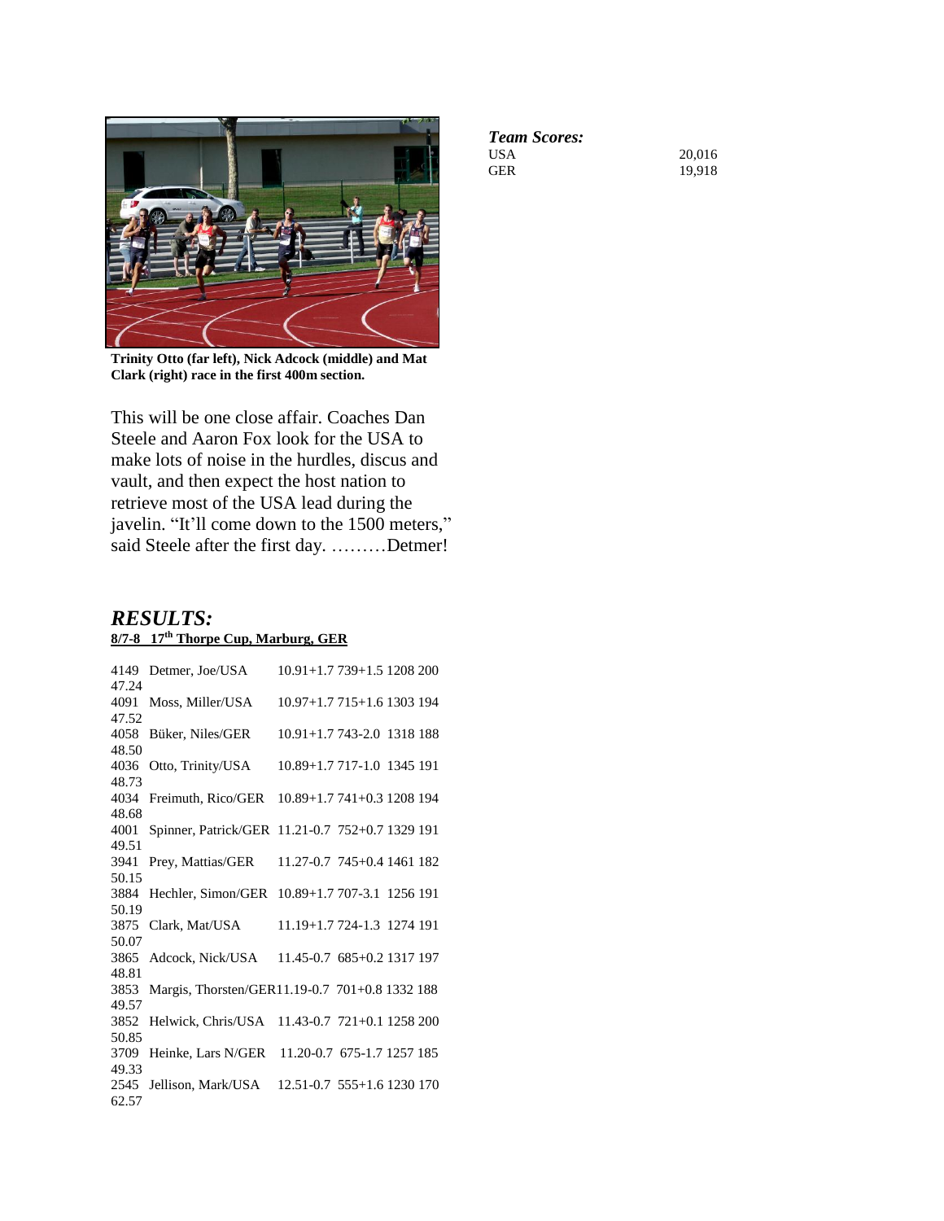Trinity Otto (far left), Nick Adcock (middle) and Mat Clark (right) race in the first 400m section.

This will be one close affair. Coaches Dan Steele and Aaron Fox look for the USA to make lots of noise in the hurdles, discus and vault, and then expect the host nation to retrieve most of the USA lead during the javelin. "It'll come down to the 1500 meters," said Steele after the first day. ………Detmer!

## *RESULTS:*

**8/7-8 17th Thorpe Cup, Marburg, GER**

| | | | | | | |
|---|---|---|---|---|---|---|
| 4149 | Detmer, Joe/USA | 10.91+1.7 | 739+1.5 | 1208 | 200 | 47.24 |
| 4091 | Moss, Miller/USA | 10.97+1.7 | 715+1.6 | 1303 | 194 | 47.52 |
| 4058 | Büker, Niles/GER | 10.91+1.7 | 743-2.0 | 1318 | 188 | 48.50 |
| 4036 | Otto, Trinity/USA | 10.89+1.7 | 717-1.0 | 1345 | 191 | 48.73 |
| 4034 | Freimuth, Rico/GER | 10.89+1.7 | 741+0.3 | 1208 | 194 | 48.68 |
| 4001 | Spinner, Patrick/GER | 11.21-0.7 | 752+0.7 | 1329 | 191 | 49.51 |
| 3941 | Prey, Mattias/GER | 11.27-0.7 | 745+0.4 | 1461 | 182 | 50.15 |
| 3884 | Hechler, Simon/GER | 10.89+1.7 | 707-3.1 | 1256 | 191 | 50.19 |
| 3875 | Clark, Mat/USA | 11.19+1.7 | 724-1.3 | 1274 | 191 | 50.07 |
| 3865 | Adcock, Nick/USA | 11.45-0.7 | 685+0.2 | 1317 | 197 | 48.81 |
| 3853 | Margis, Thorsten/GER | 11.19-0.7 | 701+0.8 | 1332 | 188 | 49.57 |
| 3852 | Helwick, Chris/USA | 11.43-0.7 | 721+0.1 | 1258 | 200 | 50.85 |
| 3709 | Heinke, Lars N/GER | 11.20-0.7 | 675-1.7 | 1257 | 185 | 49.33 |
| 2545 | Jellison, Mark/USA | 12.51-0.7 | 555+1.6 | 1230 | 170 | 62.57 |

### *Team Scores:*

| | |
|---|---|
| USA | 20,016 |
| GER | 19,918 |